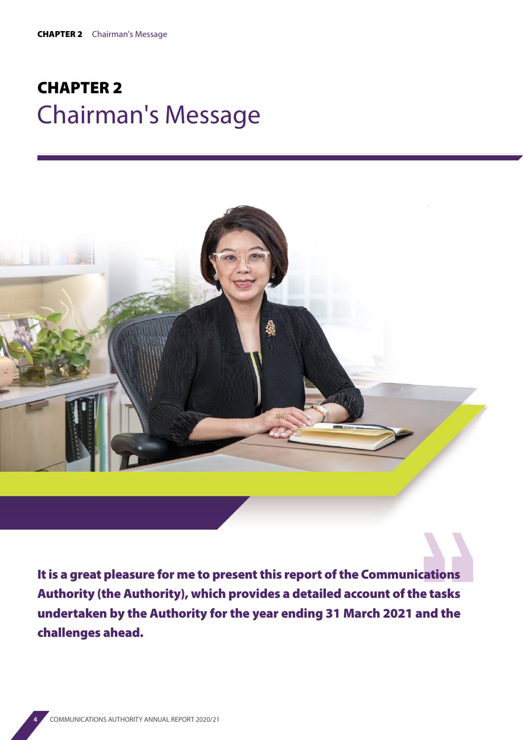# CHAPTER 2
# Chairman's Message

**It is a great pleasure for me to present this report of the Communications Authority (the Authority), which provides a detailed account of the tasks undertaken by the Authority for the year ending 31 March 2021 and the challenges ahead.**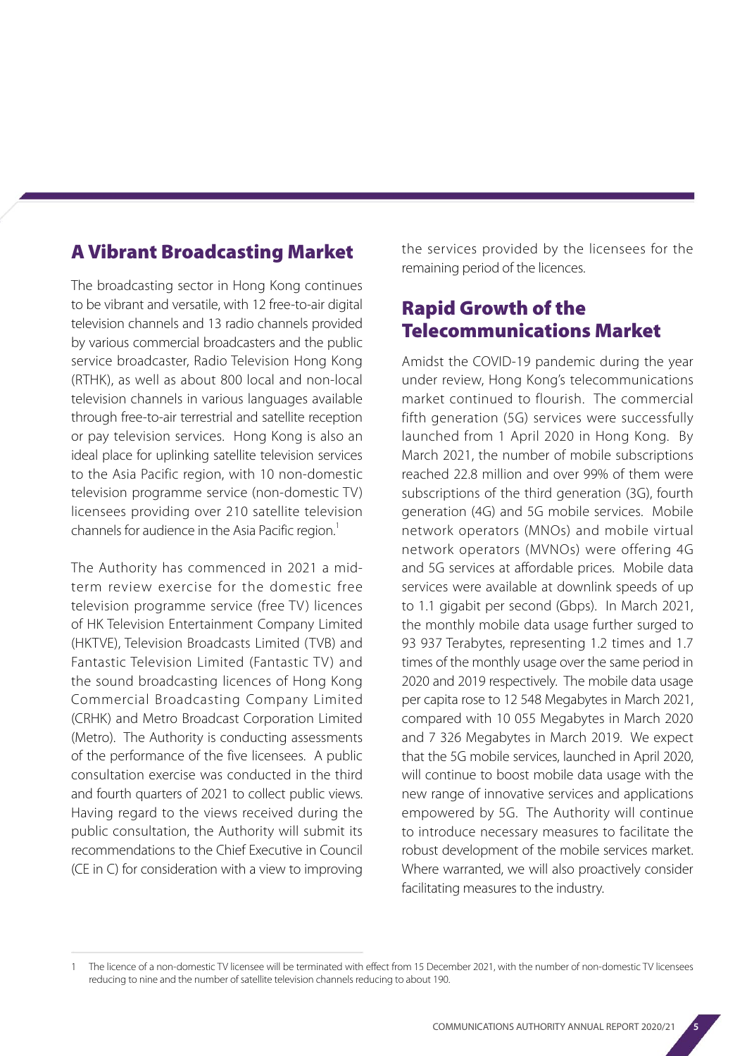## A Vibrant Broadcasting Market

The broadcasting sector in Hong Kong continues to be vibrant and versatile, with 12 free-to-air digital television channels and 13 radio channels provided by various commercial broadcasters and the public service broadcaster, Radio Television Hong Kong (RTHK), as well as about 800 local and non-local television channels in various languages available through free-to-air terrestrial and satellite reception or pay television services. Hong Kong is also an ideal place for uplinking satellite television services to the Asia Pacific region, with 10 non-domestic television programme service (non-domestic TV) licensees providing over 210 satellite television channels for audience in the Asia Pacific region.[1]

The Authority has commenced in 2021 a mid-term review exercise for the domestic free television programme service (free TV) licences of HK Television Entertainment Company Limited (HKTVE), Television Broadcasts Limited (TVB) and Fantastic Television Limited (Fantastic TV) and the sound broadcasting licences of Hong Kong Commercial Broadcasting Company Limited (CRHK) and Metro Broadcast Corporation Limited (Metro). The Authority is conducting assessments of the performance of the five licensees. A public consultation exercise was conducted in the third and fourth quarters of 2021 to collect public views. Having regard to the views received during the public consultation, the Authority will submit its recommendations to the Chief Executive in Council (CE in C) for consideration with a view to improving the services provided by the licensees for the remaining period of the licences.

## Rapid Growth of the Telecommunications Market

Amidst the COVID-19 pandemic during the year under review, Hong Kong's telecommunications market continued to flourish. The commercial fifth generation (5G) services were successfully launched from 1 April 2020 in Hong Kong. By March 2021, the number of mobile subscriptions reached 22.8 million and over 99% of them were subscriptions of the third generation (3G), fourth generation (4G) and 5G mobile services. Mobile network operators (MNOs) and mobile virtual network operators (MVNOs) were offering 4G and 5G services at affordable prices. Mobile data services were available at downlink speeds of up to 1.1 gigabit per second (Gbps). In March 2021, the monthly mobile data usage further surged to 93 937 Terabytes, representing 1.2 times and 1.7 times of the monthly usage over the same period in 2020 and 2019 respectively. The mobile data usage per capita rose to 12 548 Megabytes in March 2021, compared with 10 055 Megabytes in March 2020 and 7 326 Megabytes in March 2019. We expect that the 5G mobile services, launched in April 2020, will continue to boost mobile data usage with the new range of innovative services and applications empowered by 5G. The Authority will continue to introduce necessary measures to facilitate the robust development of the mobile services market. Where warranted, we will also proactively consider facilitating measures to the industry.

---

1 The licence of a non-domestic TV licensee will be terminated with effect from 15 December 2021, with the number of non-domestic TV licensees reducing to nine and the number of satellite television channels reducing to about 190.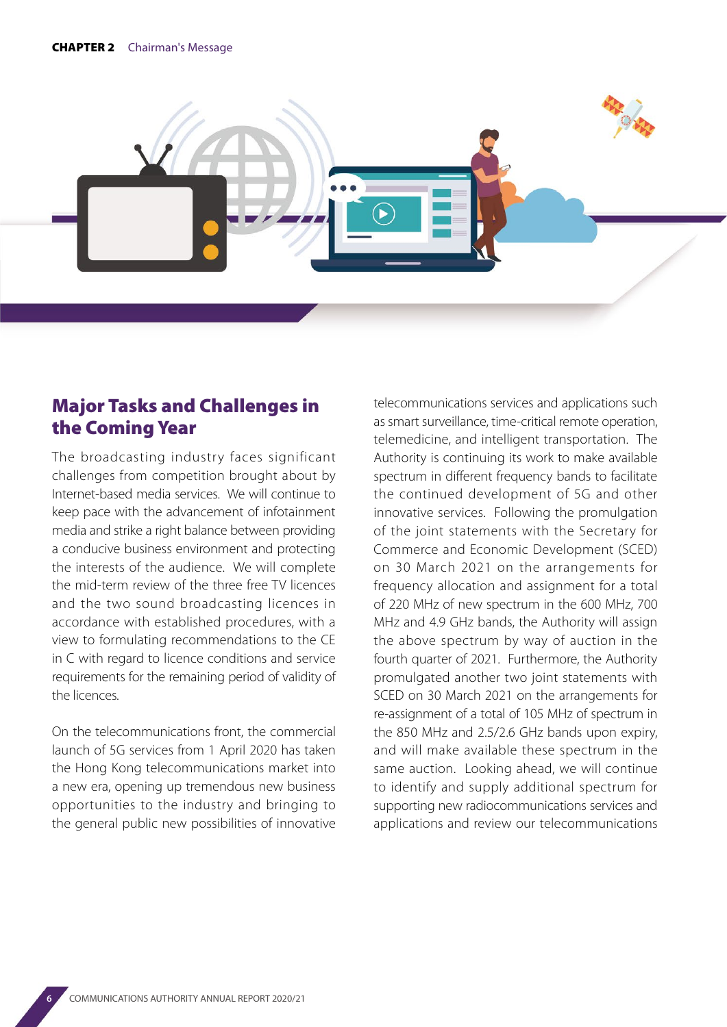## Major Tasks and Challenges in the Coming Year

The broadcasting industry faces significant challenges from competition brought about by Internet-based media services. We will continue to keep pace with the advancement of infotainment media and strike a right balance between providing a conducive business environment and protecting the interests of the audience. We will complete the mid-term review of the three free TV licences and the two sound broadcasting licences in accordance with established procedures, with a view to formulating recommendations to the CE in C with regard to licence conditions and service requirements for the remaining period of validity of the licences.

On the telecommunications front, the commercial launch of 5G services from 1 April 2020 has taken the Hong Kong telecommunications market into a new era, opening up tremendous new business opportunities to the industry and bringing to the general public new possibilities of innovative telecommunications services and applications such as smart surveillance, time-critical remote operation, telemedicine, and intelligent transportation. The Authority is continuing its work to make available spectrum in different frequency bands to facilitate the continued development of 5G and other innovative services. Following the promulgation of the joint statements with the Secretary for Commerce and Economic Development (SCED) on 30 March 2021 on the arrangements for frequency allocation and assignment for a total of 220 MHz of new spectrum in the 600 MHz, 700 MHz and 4.9 GHz bands, the Authority will assign the above spectrum by way of auction in the fourth quarter of 2021. Furthermore, the Authority promulgated another two joint statements with SCED on 30 March 2021 on the arrangements for re-assignment of a total of 105 MHz of spectrum in the 850 MHz and 2.5/2.6 GHz bands upon expiry, and will make available these spectrum in the same auction. Looking ahead, we will continue to identify and supply additional spectrum for supporting new radiocommunications services and applications and review our telecommunications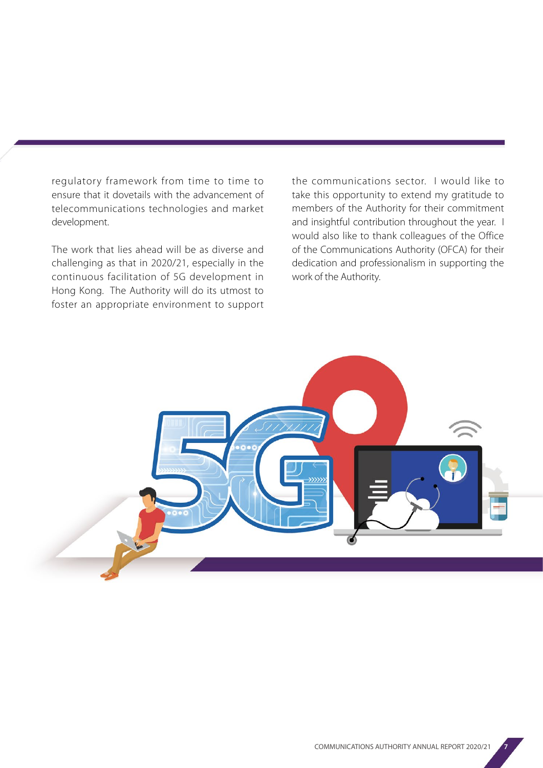regulatory framework from time to time to ensure that it dovetails with the advancement of telecommunications technologies and market development.

The work that lies ahead will be as diverse and challenging as that in 2020/21, especially in the continuous facilitation of 5G development in Hong Kong. The Authority will do its utmost to foster an appropriate environment to support the communications sector. I would like to take this opportunity to extend my gratitude to members of the Authority for their commitment and insightful contribution throughout the year. I would also like to thank colleagues of the Office of the Communications Authority (OFCA) for their dedication and professionalism in supporting the work of the Authority.